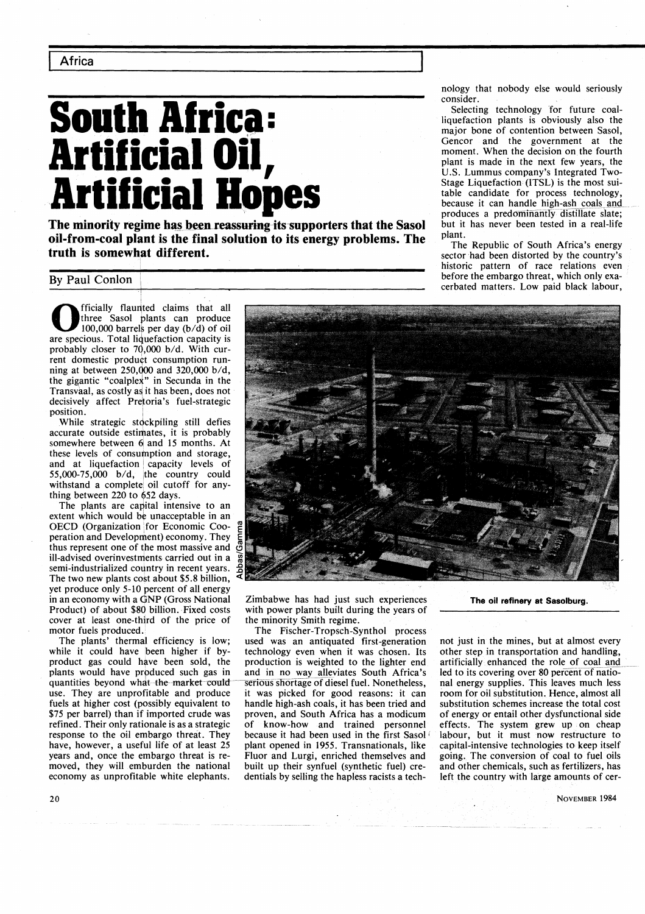# South Africa: Artificial Oil, Artificial Hopes

**The minority regime has been reassuring its supporters that the Sasol oil-from-coal plant is the final solution to its energy problems. The truth is somewhat different.**

By Paul Conlon

Officially flaunted claims that all three Sasol plants can produce 100,000 barrels per day (b/d) of oil are specious. Total liquefaction capacity is probably closer to 70,000 b/d. With current domestic product consumption running at between 250,000 and 320,000 b/d, the gigantic "coalplex" in Secunda in the Transvaal, as costly as it has been, does not decisively affect Pretoria's fuel-strategic position.

While strategic stockpiling still defies accurate outside estimates, it is probably somewhere between 6 and 15 months. At these levels of consumption and storage, and at liquefaction capacity levels of 55,000-75,000 b/d, the country could withstand a complete oil cutoff for anything between 220 to 652 days.

The plants are capital intensive to an extent which would be unacceptable in an OECD (Organization for Economic Cooperation and Development) economy. They thus represent one of the most massive and ill-advised overinvestments carried out in a semi-industrialized country in recent years. The two new plants cost about $5.8 billion, yet produce only 5-10 percent of all energy in an economy with a GNP (Gross National Product) of about $80 billion. Fixed costs cover at least one-third of the price of motor fuels produced.

The plants' thermal efficiency is low; while it could have been higher if by-product gas could have been sold, the plants would have produced such gas in quantities beyond what the market could use. They are unprofitable and produce fuels at higher cost (possibly equivalent to $75 per barrel) than if imported crude was refined. Their only rationale is as a strategic response to the oil embargo threat. They have, however, a useful life of at least 25 years and, once the embargo threat is removed, they will emburden the national economy as unprofitable white elephants. Zimbabwe has had just such experiences with power plants built during the years of the minority Smith regime.

The Fischer-Tropsch-Synthol process used was an antiquated first-generation technology even when it was chosen. Its production is weighted to the lighter end and in no way alleviates South Africa's serious shortage of diesel fuel. Nonetheless, it was picked for good reasons: it can handle high-ash coals, it has been tried and proven, and South Africa has a modicum of know-how and trained personnel because it had been used in the first Sasol plant opened in 1955. Transnationals, like Fluor and Lurgi, enriched themselves and built up their synfuel (synthetic fuel) credentials by selling the hapless racists a technology that nobody else would seriously consider.

Selecting technology for future coal-liquefaction plants is obviously also the major bone of contention between Sasol, Gencor and the government at the moment. When the decision on the fourth plant is made in the next few years, the U.S. Lummus company's Integrated Two-Stage Liquefaction (ITSL) is the most suitable candidate for process technology, because it can handle high-ash coals and produces a predominantly distillate slate; but it has never been tested in a real-life plant.

The Republic of South Africa's energy sector had been distorted by the country's historic pattern of race relations even before the embargo threat, which only exacerbated matters. Low paid black labour, not just in the mines, but at almost every other step in transportation and handling, artificially enhanced the role of coal and led to its covering over 80 percent of national energy supplies. This leaves much less room for oil substitution. Hence, almost all substitution schemes increase the total cost of energy or entail other dysfunctional side effects. The system grew up on cheap labour, but it must now restructure to capital-intensive technologies to keep itself going. The conversion of coal to fuel oils and other chemicals, such as fertilizers, has left the country with large amounts of cer-

Abbas/Gamma

**The oil refinery at Sasolburg.**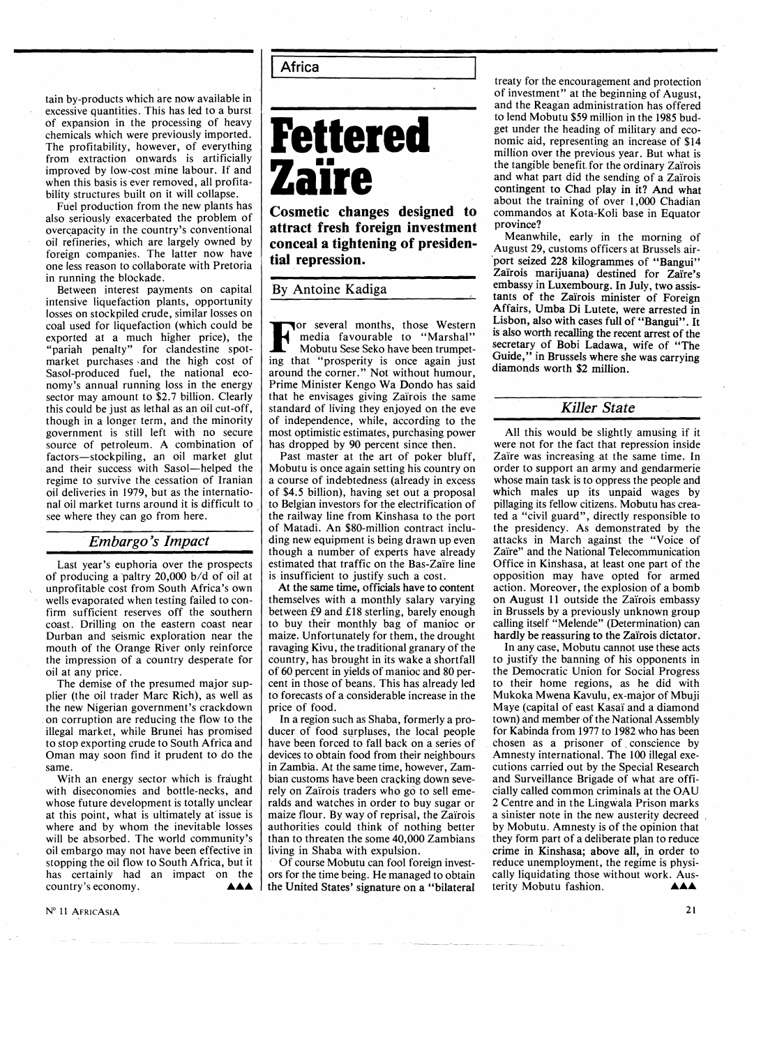tain by-products which are now available in excessive quantities. This has led to a burst of expansion in the processing of heavy chemicals which were previously imported. The profitability, however, of everything from extraction onwards is artificially improved by low-cost mine labour. If and when this basis is ever removed, all profitability structures built on it will collapse.

Fuel production from the new plants has also seriously exacerbated the problem of overcapacity in the country's conventional oil refineries, which are largely owned by foreign companies. The latter now have one less reason to collaborate with Pretoria in running the blockade.

Between interest payments on capital intensive liquefaction plants, opportunity losses on stockpiled crude, similar losses on coal used for liquefaction (which could be exported at a much higher price), the "pariah penalty" for clandestine spot-market purchases and the high cost of Sasol-produced fuel, the national economy's annual running loss in the energy sector may amount to $2.7 billion. Clearly this could be just as lethal as an oil cut-off, though in a longer term, and the minority government is still left with no secure source of petroleum. A combination of factors—stockpiling, an oil market glut and their success with Sasol—helped the regime to survive the cessation of Iranian oil deliveries in 1979, but as the international oil market turns around it is difficult to see where they can go from here.

## *Embargo's Impact*

Last year's euphoria over the prospects of producing a paltry 20,000 b/d of oil at unprofitable cost from South Africa's own wells evaporated when testing failed to confirm sufficient reserves off the southern coast. Drilling on the eastern coast near Durban and seismic exploration near the mouth of the Orange River only reinforce the impression of a country desperate for oil at any price.

The demise of the presumed major supplier (the oil trader Marc Rich), as well as the new Nigerian government's crackdown on corruption are reducing the flow to the illegal market, while Brunei has promised to stop exporting crude to South Africa and Oman may soon find it prudent to do the same.

With an energy sector which is fraught with diseconomies and bottle-necks, and whose future development is totally unclear at this point, what is ultimately at issue is where and by whom the inevitable losses will be absorbed. The world community's oil embargo may not have been effective in stopping the oil flow to South Africa, but it has certainly had an impact on the country's economy. ▲▲▲

Africa

# Fettered Zaïre

**Cosmetic changes designed to attract fresh foreign investment conceal a tightening of presidential repression.**

By Antoine Kadiga

For several months, those Western media favourable to "Marshal" Mobutu Sese Seko have been trumpeting that "prosperity is once again just around the corner." Not without humour, Prime Minister Kengo Wa Dondo has said that he envisages giving Zaïrois the same standard of living they enjoyed on the eve of independence, while, according to the most optimistic estimates, purchasing power has dropped by 90 percent since then.

Past master at the art of poker bluff, Mobutu is once again setting his country on a course of indebtedness (already in excess of $4.5 billion), having set out a proposal to Belgian investors for the electrification of the railway line from Kinshasa to the port of Matadi. An $80-million contract including new equipment is being drawn up even though a number of experts have already estimated that traffic on the Bas-Zaïre line is insufficient to justify such a cost.

At the same time, officials have to content themselves with a monthly salary varying between £9 and £18 sterling, barely enough to buy their monthly bag of manioc or maize. Unfortunately for them, the drought ravaging Kivu, the traditional granary of the country, has brought in its wake a shortfall of 60 percent in yields of manioc and 80 percent in those of beans. This has already led to forecasts of a considerable increase in the price of food.

In a region such as Shaba, formerly a producer of food surpluses, the local people have been forced to fall back on a series of devices to obtain food from their neighbours in Zambia. At the same time, however, Zambian customs have been cracking down severely on Zaïrois traders who go to sell emeralds and watches in order to buy sugar or maize flour. By way of reprisal, the Zaïrois authorities could think of nothing better than to threaten the some 40,000 Zambians living in Shaba with expulsion.

Of course Mobutu can fool foreign investors for the time being. He managed to obtain the United States' signature on a "bilateral treaty for the encouragement and protection of investment" at the beginning of August, and the Reagan administration has offered to lend Mobutu $59 million in the 1985 budget under the heading of military and economic aid, representing an increase of $14 million over the previous year. But what is the tangible benefit for the ordinary Zaïrois and what part did the sending of a Zaïrois contingent to Chad play in it? And what about the training of over 1,000 Chadian commandos at Kota-Koli base in Equator province?

Meanwhile, early in the morning of August 29, customs officers at Brussels airport seized 228 kilogrammes of "Bangui" Zaïrois marijuana) destined for Zaïre's embassy in Luxembourg. In July, two assistants of the Zaïrois minister of Foreign Affairs, Umba Di Lutete, were arrested in Lisbon, also with cases full of "Bangui". It is also worth recalling the recent arrest of the secretary of Bobi Ladawa, wife of "The Guide," in Brussels where she was carrying diamonds worth $2 million.

## *Killer State*

All this would be slightly amusing if it were not for the fact that repression inside Zaïre was increasing at the same time. In order to support an army and gendarmerie whose main task is to oppress the people and which makes up its unpaid wages by pillaging its fellow citizens. Mobutu has created a "civil guard", directly responsible to the presidency. As demonstrated by the attacks in March against the "Voice of Zaïre" and the National Telecommunication Office in Kinshasa, at least one part of the opposition may have opted for armed action. Moreover, the explosion of a bomb on August 11 outside the Zaïrois embassy in Brussels by a previously unknown group calling itself "Melende" (Determination) can hardly be reassuring to the Zaïrois dictator.

In any case, Mobutu cannot use these acts to justify the banning of his opponents in the Democratic Union for Social Progress to their home regions, as he did with Mukoka Mwena Kavulu, ex-major of Mbuji Maye (capital of east Kasaï and a diamond town) and member of the National Assembly for Kabinda from 1977 to 1982 who has been chosen as a prisoner of conscience by Amnesty international. The 100 illegal executions carried out by the Special Research and Surveillance Brigade of what are officially called common criminals at the OAU 2 Centre and in the Lingwala Prison marks a sinister note in the new austerity decreed by Mobutu. Amnesty is of the opinion that they form part of a deliberate plan to reduce crime in Kinshasa; above all, in order to reduce unemployment, the regime is physically liquidating those without work. Austerity Mobutu fashion. ▲▲▲